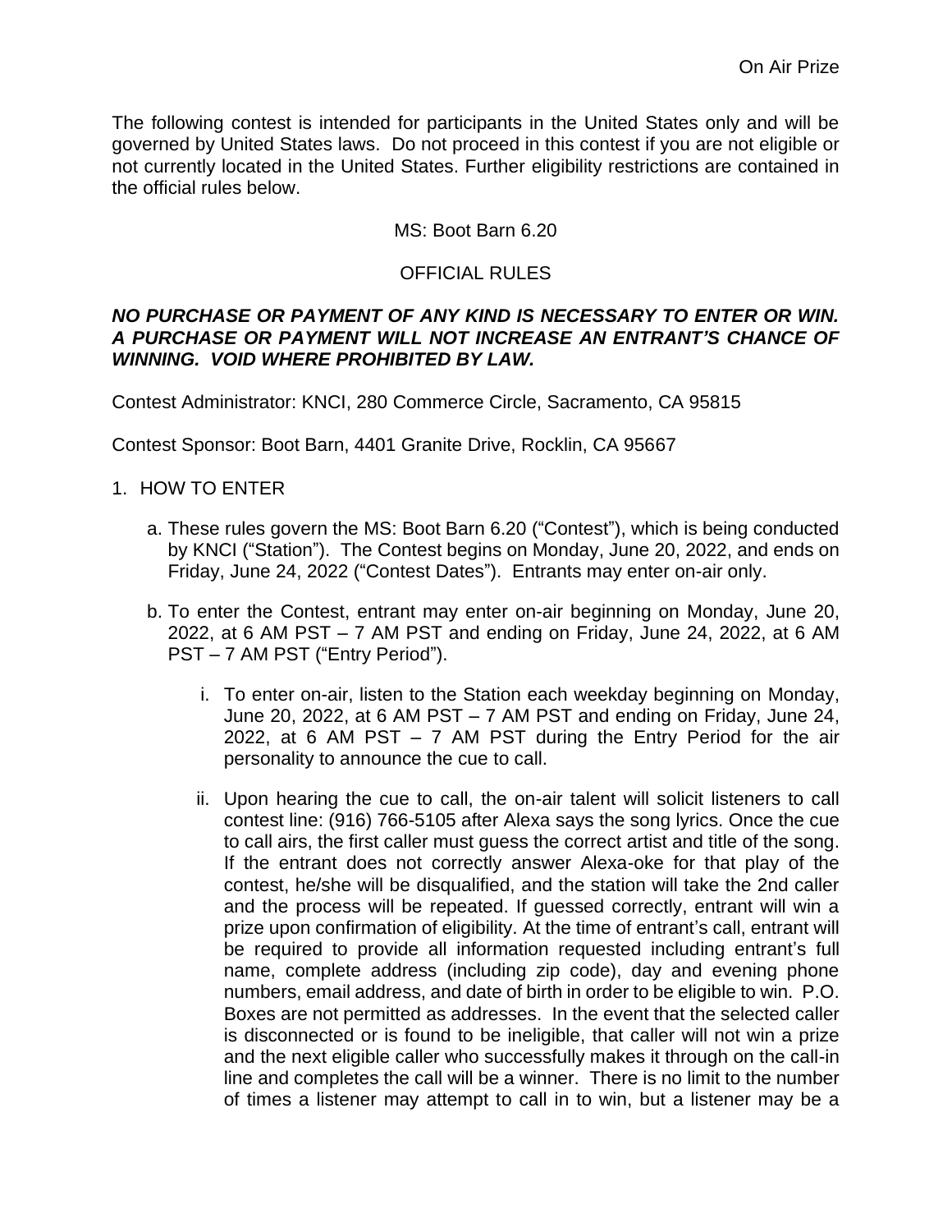On Air Prize

The following contest is intended for participants in the United States only and will be governed by United States laws. Do not proceed in this contest if you are not eligible or not currently located in the United States. Further eligibility restrictions are contained in the official rules below.

MS: Boot Barn 6.20

OFFICIAL RULES

***NO PURCHASE OR PAYMENT OF ANY KIND IS NECESSARY TO ENTER OR WIN. A PURCHASE OR PAYMENT WILL NOT INCREASE AN ENTRANT'S CHANCE OF WINNING. VOID WHERE PROHIBITED BY LAW.***

Contest Administrator: KNCI, 280 Commerce Circle, Sacramento, CA 95815

Contest Sponsor: Boot Barn, 4401 Granite Drive, Rocklin, CA 95667

1. HOW TO ENTER

   a. These rules govern the MS: Boot Barn 6.20 ("Contest"), which is being conducted by KNCI ("Station"). The Contest begins on Monday, June 20, 2022, and ends on Friday, June 24, 2022 ("Contest Dates"). Entrants may enter on-air only.

   b. To enter the Contest, entrant may enter on-air beginning on Monday, June 20, 2022, at 6 AM PST – 7 AM PST and ending on Friday, June 24, 2022, at 6 AM PST – 7 AM PST ("Entry Period").

      i. To enter on-air, listen to the Station each weekday beginning on Monday, June 20, 2022, at 6 AM PST – 7 AM PST and ending on Friday, June 24, 2022, at 6 AM PST – 7 AM PST during the Entry Period for the air personality to announce the cue to call.

      ii. Upon hearing the cue to call, the on-air talent will solicit listeners to call contest line: (916) 766-5105 after Alexa says the song lyrics. Once the cue to call airs, the first caller must guess the correct artist and title of the song. If the entrant does not correctly answer Alexa-oke for that play of the contest, he/she will be disqualified, and the station will take the 2nd caller and the process will be repeated. If guessed correctly, entrant will win a prize upon confirmation of eligibility. At the time of entrant's call, entrant will be required to provide all information requested including entrant's full name, complete address (including zip code), day and evening phone numbers, email address, and date of birth in order to be eligible to win. P.O. Boxes are not permitted as addresses. In the event that the selected caller is disconnected or is found to be ineligible, that caller will not win a prize and the next eligible caller who successfully makes it through on the call-in line and completes the call will be a winner. There is no limit to the number of times a listener may attempt to call in to win, but a listener may be a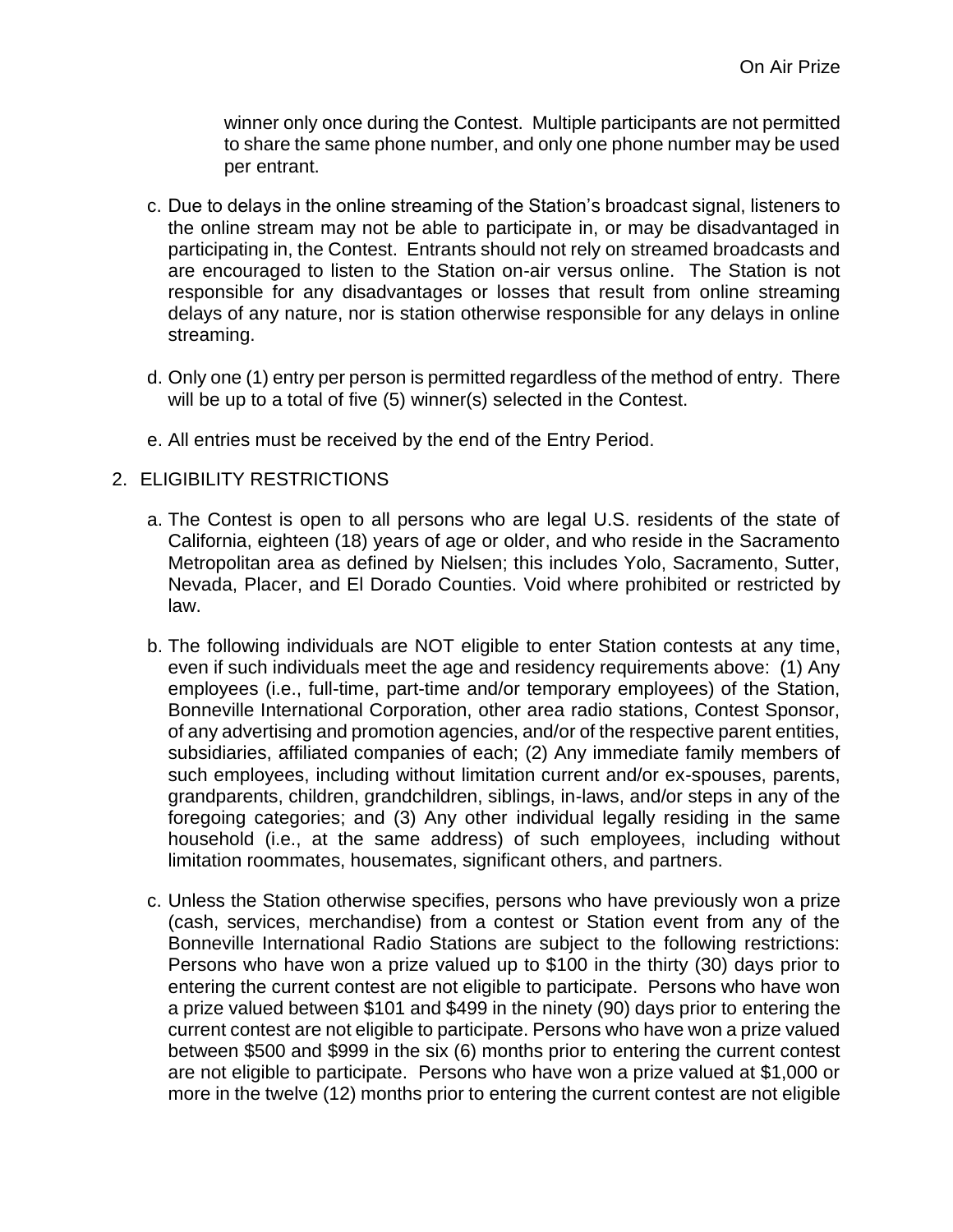winner only once during the Contest. Multiple participants are not permitted to share the same phone number, and only one phone number may be used per entrant.

c. Due to delays in the online streaming of the Station's broadcast signal, listeners to the online stream may not be able to participate in, or may be disadvantaged in participating in, the Contest. Entrants should not rely on streamed broadcasts and are encouraged to listen to the Station on-air versus online. The Station is not responsible for any disadvantages or losses that result from online streaming delays of any nature, nor is station otherwise responsible for any delays in online streaming.

d. Only one (1) entry per person is permitted regardless of the method of entry. There will be up to a total of five (5) winner(s) selected in the Contest.

e. All entries must be received by the end of the Entry Period.

2. ELIGIBILITY RESTRICTIONS

a. The Contest is open to all persons who are legal U.S. residents of the state of California, eighteen (18) years of age or older, and who reside in the Sacramento Metropolitan area as defined by Nielsen; this includes Yolo, Sacramento, Sutter, Nevada, Placer, and El Dorado Counties. Void where prohibited or restricted by law.

b. The following individuals are NOT eligible to enter Station contests at any time, even if such individuals meet the age and residency requirements above: (1) Any employees (i.e., full-time, part-time and/or temporary employees) of the Station, Bonneville International Corporation, other area radio stations, Contest Sponsor, of any advertising and promotion agencies, and/or of the respective parent entities, subsidiaries, affiliated companies of each; (2) Any immediate family members of such employees, including without limitation current and/or ex-spouses, parents, grandparents, children, grandchildren, siblings, in-laws, and/or steps in any of the foregoing categories; and (3) Any other individual legally residing in the same household (i.e., at the same address) of such employees, including without limitation roommates, housemates, significant others, and partners.

c. Unless the Station otherwise specifies, persons who have previously won a prize (cash, services, merchandise) from a contest or Station event from any of the Bonneville International Radio Stations are subject to the following restrictions: Persons who have won a prize valued up to $100 in the thirty (30) days prior to entering the current contest are not eligible to participate. Persons who have won a prize valued between $101 and $499 in the ninety (90) days prior to entering the current contest are not eligible to participate. Persons who have won a prize valued between $500 and $999 in the six (6) months prior to entering the current contest are not eligible to participate. Persons who have won a prize valued at $1,000 or more in the twelve (12) months prior to entering the current contest are not eligible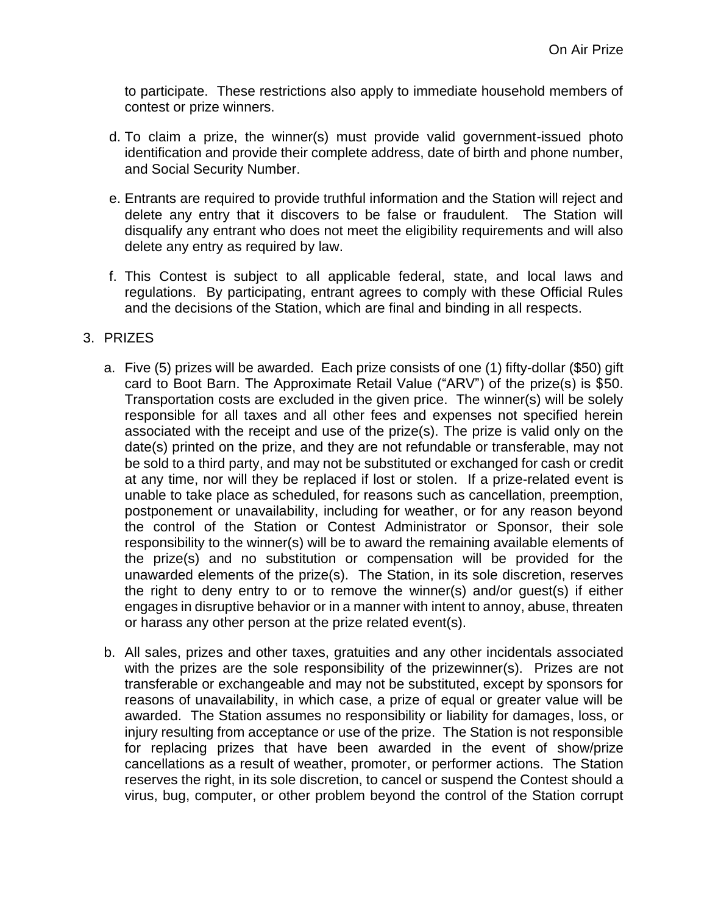to participate. These restrictions also apply to immediate household members of contest or prize winners.

d. To claim a prize, the winner(s) must provide valid government-issued photo identification and provide their complete address, date of birth and phone number, and Social Security Number.

e. Entrants are required to provide truthful information and the Station will reject and delete any entry that it discovers to be false or fraudulent. The Station will disqualify any entrant who does not meet the eligibility requirements and will also delete any entry as required by law.

f. This Contest is subject to all applicable federal, state, and local laws and regulations. By participating, entrant agrees to comply with these Official Rules and the decisions of the Station, which are final and binding in all respects.

3. PRIZES

a. Five (5) prizes will be awarded. Each prize consists of one (1) fifty-dollar ($50) gift card to Boot Barn. The Approximate Retail Value ("ARV") of the prize(s) is $50. Transportation costs are excluded in the given price. The winner(s) will be solely responsible for all taxes and all other fees and expenses not specified herein associated with the receipt and use of the prize(s). The prize is valid only on the date(s) printed on the prize, and they are not refundable or transferable, may not be sold to a third party, and may not be substituted or exchanged for cash or credit at any time, nor will they be replaced if lost or stolen. If a prize-related event is unable to take place as scheduled, for reasons such as cancellation, preemption, postponement or unavailability, including for weather, or for any reason beyond the control of the Station or Contest Administrator or Sponsor, their sole responsibility to the winner(s) will be to award the remaining available elements of the prize(s) and no substitution or compensation will be provided for the unawarded elements of the prize(s). The Station, in its sole discretion, reserves the right to deny entry to or to remove the winner(s) and/or guest(s) if either engages in disruptive behavior or in a manner with intent to annoy, abuse, threaten or harass any other person at the prize related event(s).

b. All sales, prizes and other taxes, gratuities and any other incidentals associated with the prizes are the sole responsibility of the prizewinner(s). Prizes are not transferable or exchangeable and may not be substituted, except by sponsors for reasons of unavailability, in which case, a prize of equal or greater value will be awarded. The Station assumes no responsibility or liability for damages, loss, or injury resulting from acceptance or use of the prize. The Station is not responsible for replacing prizes that have been awarded in the event of show/prize cancellations as a result of weather, promoter, or performer actions. The Station reserves the right, in its sole discretion, to cancel or suspend the Contest should a virus, bug, computer, or other problem beyond the control of the Station corrupt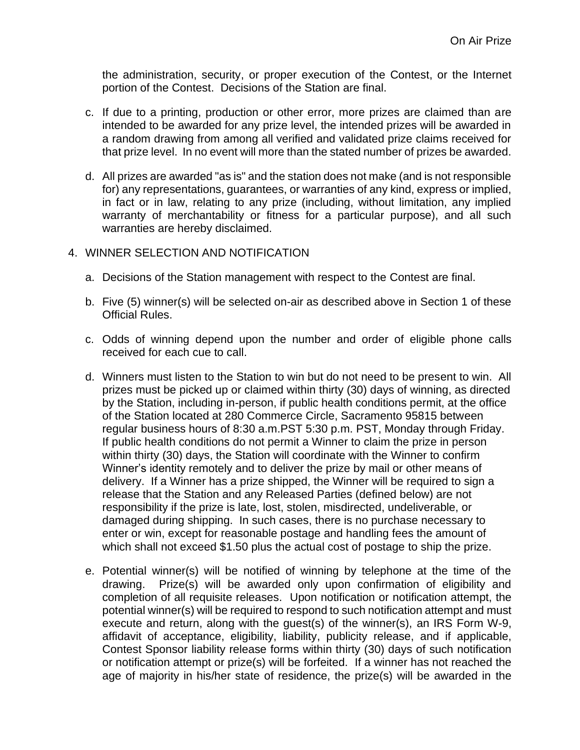the administration, security, or proper execution of the Contest, or the Internet portion of the Contest. Decisions of the Station are final.

c. If due to a printing, production or other error, more prizes are claimed than are intended to be awarded for any prize level, the intended prizes will be awarded in a random drawing from among all verified and validated prize claims received for that prize level. In no event will more than the stated number of prizes be awarded.

d. All prizes are awarded "as is" and the station does not make (and is not responsible for) any representations, guarantees, or warranties of any kind, express or implied, in fact or in law, relating to any prize (including, without limitation, any implied warranty of merchantability or fitness for a particular purpose), and all such warranties are hereby disclaimed.

4. WINNER SELECTION AND NOTIFICATION

   a. Decisions of the Station management with respect to the Contest are final.

   b. Five (5) winner(s) will be selected on-air as described above in Section 1 of these Official Rules.

   c. Odds of winning depend upon the number and order of eligible phone calls received for each cue to call.

   d. Winners must listen to the Station to win but do not need to be present to win. All prizes must be picked up or claimed within thirty (30) days of winning, as directed by the Station, including in-person, if public health conditions permit, at the office of the Station located at 280 Commerce Circle, Sacramento 95815 between regular business hours of 8:30 a.m.PST 5:30 p.m. PST, Monday through Friday. If public health conditions do not permit a Winner to claim the prize in person within thirty (30) days, the Station will coordinate with the Winner to confirm Winner's identity remotely and to deliver the prize by mail or other means of delivery. If a Winner has a prize shipped, the Winner will be required to sign a release that the Station and any Released Parties (defined below) are not responsibility if the prize is late, lost, stolen, misdirected, undeliverable, or damaged during shipping. In such cases, there is no purchase necessary to enter or win, except for reasonable postage and handling fees the amount of which shall not exceed $1.50 plus the actual cost of postage to ship the prize.

   e. Potential winner(s) will be notified of winning by telephone at the time of the drawing. Prize(s) will be awarded only upon confirmation of eligibility and completion of all requisite releases. Upon notification or notification attempt, the potential winner(s) will be required to respond to such notification attempt and must execute and return, along with the guest(s) of the winner(s), an IRS Form W-9, affidavit of acceptance, eligibility, liability, publicity release, and if applicable, Contest Sponsor liability release forms within thirty (30) days of such notification or notification attempt or prize(s) will be forfeited. If a winner has not reached the age of majority in his/her state of residence, the prize(s) will be awarded in the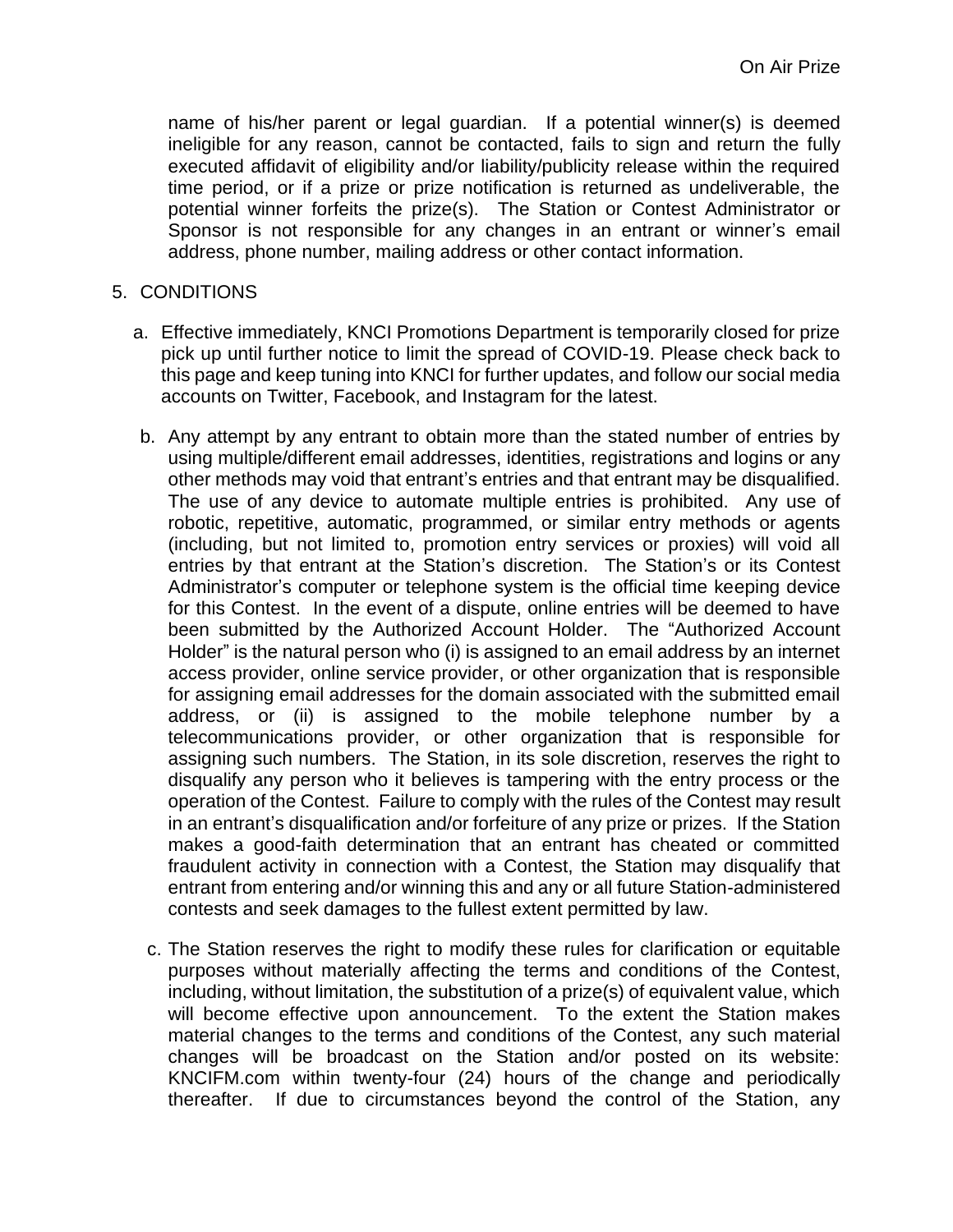name of his/her parent or legal guardian. If a potential winner(s) is deemed ineligible for any reason, cannot be contacted, fails to sign and return the fully executed affidavit of eligibility and/or liability/publicity release within the required time period, or if a prize or prize notification is returned as undeliverable, the potential winner forfeits the prize(s). The Station or Contest Administrator or Sponsor is not responsible for any changes in an entrant or winner's email address, phone number, mailing address or other contact information.

5. CONDITIONS

   a. Effective immediately, KNCI Promotions Department is temporarily closed for prize pick up until further notice to limit the spread of COVID-19. Please check back to this page and keep tuning into KNCI for further updates, and follow our social media accounts on Twitter, Facebook, and Instagram for the latest.

   b. Any attempt by any entrant to obtain more than the stated number of entries by using multiple/different email addresses, identities, registrations and logins or any other methods may void that entrant's entries and that entrant may be disqualified. The use of any device to automate multiple entries is prohibited. Any use of robotic, repetitive, automatic, programmed, or similar entry methods or agents (including, but not limited to, promotion entry services or proxies) will void all entries by that entrant at the Station's discretion. The Station's or its Contest Administrator's computer or telephone system is the official time keeping device for this Contest. In the event of a dispute, online entries will be deemed to have been submitted by the Authorized Account Holder. The "Authorized Account Holder" is the natural person who (i) is assigned to an email address by an internet access provider, online service provider, or other organization that is responsible for assigning email addresses for the domain associated with the submitted email address, or (ii) is assigned to the mobile telephone number by a telecommunications provider, or other organization that is responsible for assigning such numbers. The Station, in its sole discretion, reserves the right to disqualify any person who it believes is tampering with the entry process or the operation of the Contest. Failure to comply with the rules of the Contest may result in an entrant's disqualification and/or forfeiture of any prize or prizes. If the Station makes a good-faith determination that an entrant has cheated or committed fraudulent activity in connection with a Contest, the Station may disqualify that entrant from entering and/or winning this and any or all future Station-administered contests and seek damages to the fullest extent permitted by law.

   c. The Station reserves the right to modify these rules for clarification or equitable purposes without materially affecting the terms and conditions of the Contest, including, without limitation, the substitution of a prize(s) of equivalent value, which will become effective upon announcement. To the extent the Station makes material changes to the terms and conditions of the Contest, any such material changes will be broadcast on the Station and/or posted on its website: KNCIFM.com within twenty-four (24) hours of the change and periodically thereafter. If due to circumstances beyond the control of the Station, any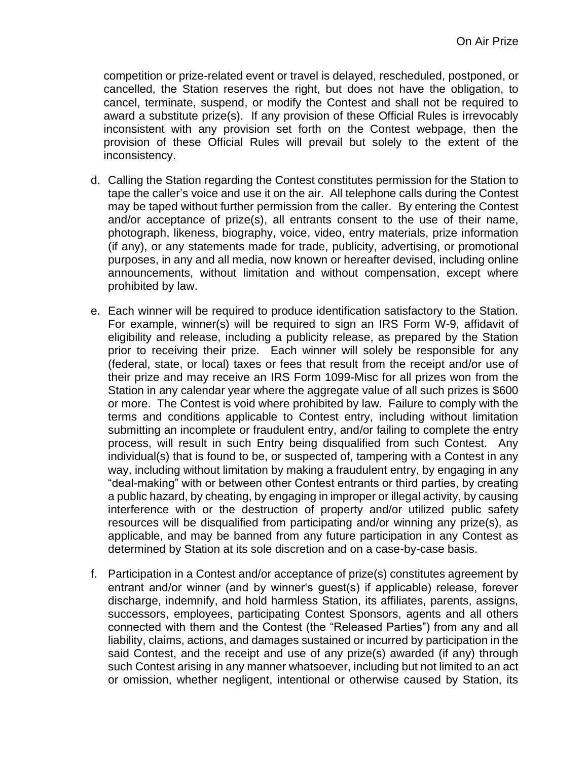competition or prize-related event or travel is delayed, rescheduled, postponed, or cancelled, the Station reserves the right, but does not have the obligation, to cancel, terminate, suspend, or modify the Contest and shall not be required to award a substitute prize(s). If any provision of these Official Rules is irrevocably inconsistent with any provision set forth on the Contest webpage, then the provision of these Official Rules will prevail but solely to the extent of the inconsistency.

d. Calling the Station regarding the Contest constitutes permission for the Station to tape the caller's voice and use it on the air. All telephone calls during the Contest may be taped without further permission from the caller. By entering the Contest and/or acceptance of prize(s), all entrants consent to the use of their name, photograph, likeness, biography, voice, video, entry materials, prize information (if any), or any statements made for trade, publicity, advertising, or promotional purposes, in any and all media, now known or hereafter devised, including online announcements, without limitation and without compensation, except where prohibited by law.

e. Each winner will be required to produce identification satisfactory to the Station. For example, winner(s) will be required to sign an IRS Form W-9, affidavit of eligibility and release, including a publicity release, as prepared by the Station prior to receiving their prize. Each winner will solely be responsible for any (federal, state, or local) taxes or fees that result from the receipt and/or use of their prize and may receive an IRS Form 1099-Misc for all prizes won from the Station in any calendar year where the aggregate value of all such prizes is $600 or more. The Contest is void where prohibited by law. Failure to comply with the terms and conditions applicable to Contest entry, including without limitation submitting an incomplete or fraudulent entry, and/or failing to complete the entry process, will result in such Entry being disqualified from such Contest. Any individual(s) that is found to be, or suspected of, tampering with a Contest in any way, including without limitation by making a fraudulent entry, by engaging in any "deal-making" with or between other Contest entrants or third parties, by creating a public hazard, by cheating, by engaging in improper or illegal activity, by causing interference with or the destruction of property and/or utilized public safety resources will be disqualified from participating and/or winning any prize(s), as applicable, and may be banned from any future participation in any Contest as determined by Station at its sole discretion and on a case-by-case basis.

f. Participation in a Contest and/or acceptance of prize(s) constitutes agreement by entrant and/or winner (and by winner's guest(s) if applicable) release, forever discharge, indemnify, and hold harmless Station, its affiliates, parents, assigns, successors, employees, participating Contest Sponsors, agents and all others connected with them and the Contest (the "Released Parties") from any and all liability, claims, actions, and damages sustained or incurred by participation in the said Contest, and the receipt and use of any prize(s) awarded (if any) through such Contest arising in any manner whatsoever, including but not limited to an act or omission, whether negligent, intentional or otherwise caused by Station, its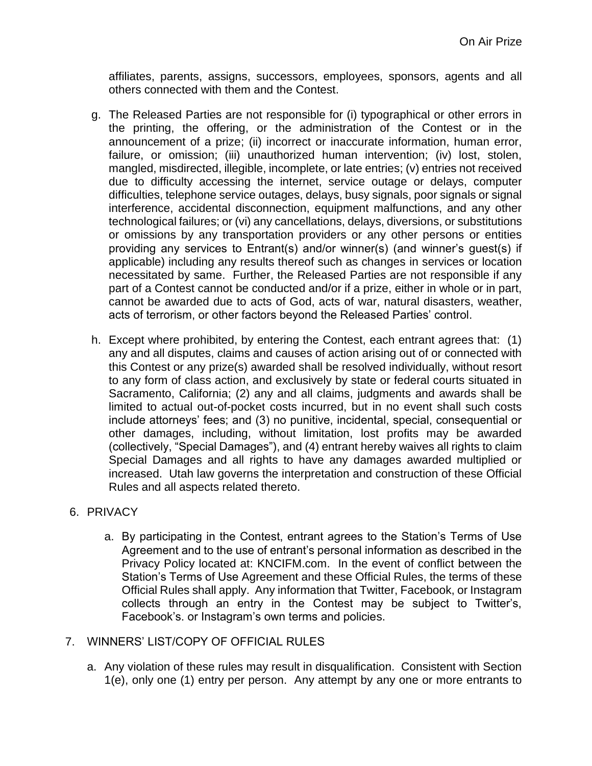affiliates, parents, assigns, successors, employees, sponsors, agents and all others connected with them and the Contest.

g. The Released Parties are not responsible for (i) typographical or other errors in the printing, the offering, or the administration of the Contest or in the announcement of a prize; (ii) incorrect or inaccurate information, human error, failure, or omission; (iii) unauthorized human intervention; (iv) lost, stolen, mangled, misdirected, illegible, incomplete, or late entries; (v) entries not received due to difficulty accessing the internet, service outage or delays, computer difficulties, telephone service outages, delays, busy signals, poor signals or signal interference, accidental disconnection, equipment malfunctions, and any other technological failures; or (vi) any cancellations, delays, diversions, or substitutions or omissions by any transportation providers or any other persons or entities providing any services to Entrant(s) and/or winner(s) (and winner's guest(s) if applicable) including any results thereof such as changes in services or location necessitated by same. Further, the Released Parties are not responsible if any part of a Contest cannot be conducted and/or if a prize, either in whole or in part, cannot be awarded due to acts of God, acts of war, natural disasters, weather, acts of terrorism, or other factors beyond the Released Parties' control.

h. Except where prohibited, by entering the Contest, each entrant agrees that: (1) any and all disputes, claims and causes of action arising out of or connected with this Contest or any prize(s) awarded shall be resolved individually, without resort to any form of class action, and exclusively by state or federal courts situated in Sacramento, California; (2) any and all claims, judgments and awards shall be limited to actual out-of-pocket costs incurred, but in no event shall such costs include attorneys' fees; and (3) no punitive, incidental, special, consequential or other damages, including, without limitation, lost profits may be awarded (collectively, "Special Damages"), and (4) entrant hereby waives all rights to claim Special Damages and all rights to have any damages awarded multiplied or increased. Utah law governs the interpretation and construction of these Official Rules and all aspects related thereto.

6. PRIVACY

a. By participating in the Contest, entrant agrees to the Station's Terms of Use Agreement and to the use of entrant's personal information as described in the Privacy Policy located at: KNCIFM.com. In the event of conflict between the Station's Terms of Use Agreement and these Official Rules, the terms of these Official Rules shall apply. Any information that Twitter, Facebook, or Instagram collects through an entry in the Contest may be subject to Twitter's, Facebook's. or Instagram's own terms and policies.

7. WINNERS' LIST/COPY OF OFFICIAL RULES

a. Any violation of these rules may result in disqualification. Consistent with Section 1(e), only one (1) entry per person. Any attempt by any one or more entrants to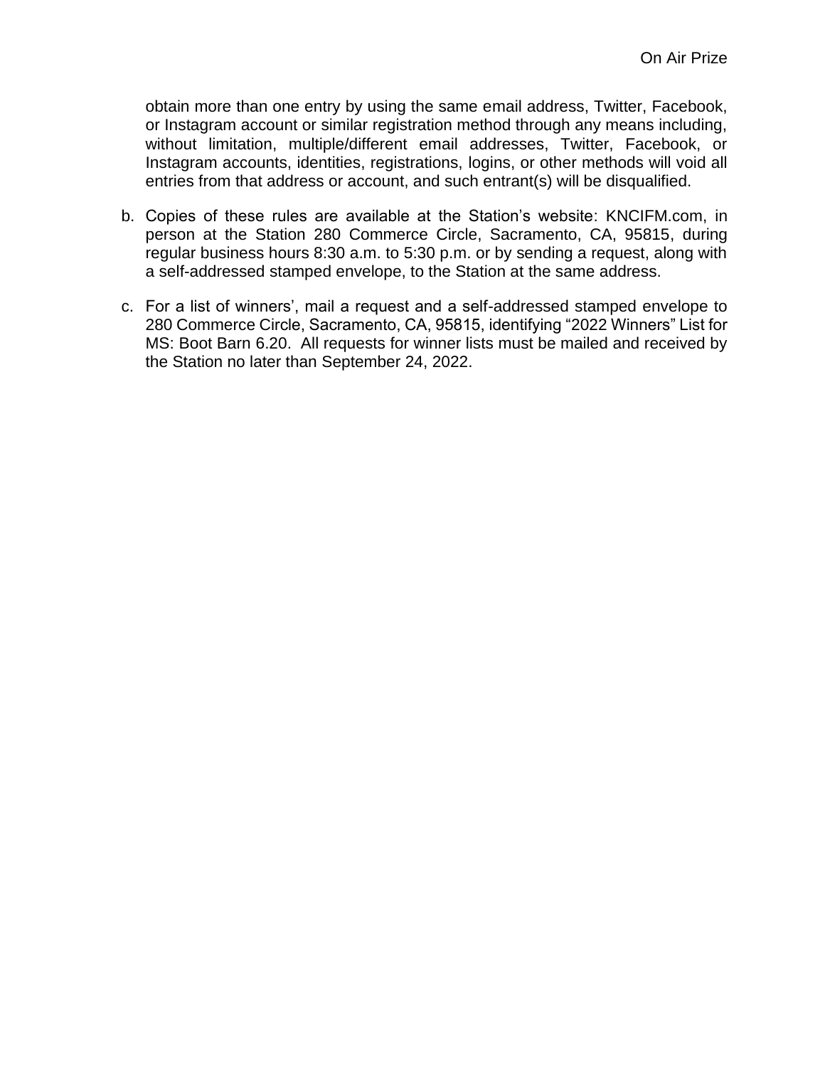obtain more than one entry by using the same email address, Twitter, Facebook, or Instagram account or similar registration method through any means including, without limitation, multiple/different email addresses, Twitter, Facebook, or Instagram accounts, identities, registrations, logins, or other methods will void all entries from that address or account, and such entrant(s) will be disqualified.

b. Copies of these rules are available at the Station's website: KNCIFM.com, in person at the Station 280 Commerce Circle, Sacramento, CA, 95815, during regular business hours 8:30 a.m. to 5:30 p.m. or by sending a request, along with a self-addressed stamped envelope, to the Station at the same address.

c. For a list of winners', mail a request and a self-addressed stamped envelope to 280 Commerce Circle, Sacramento, CA, 95815, identifying "2022 Winners" List for MS: Boot Barn 6.20. All requests for winner lists must be mailed and received by the Station no later than September 24, 2022.